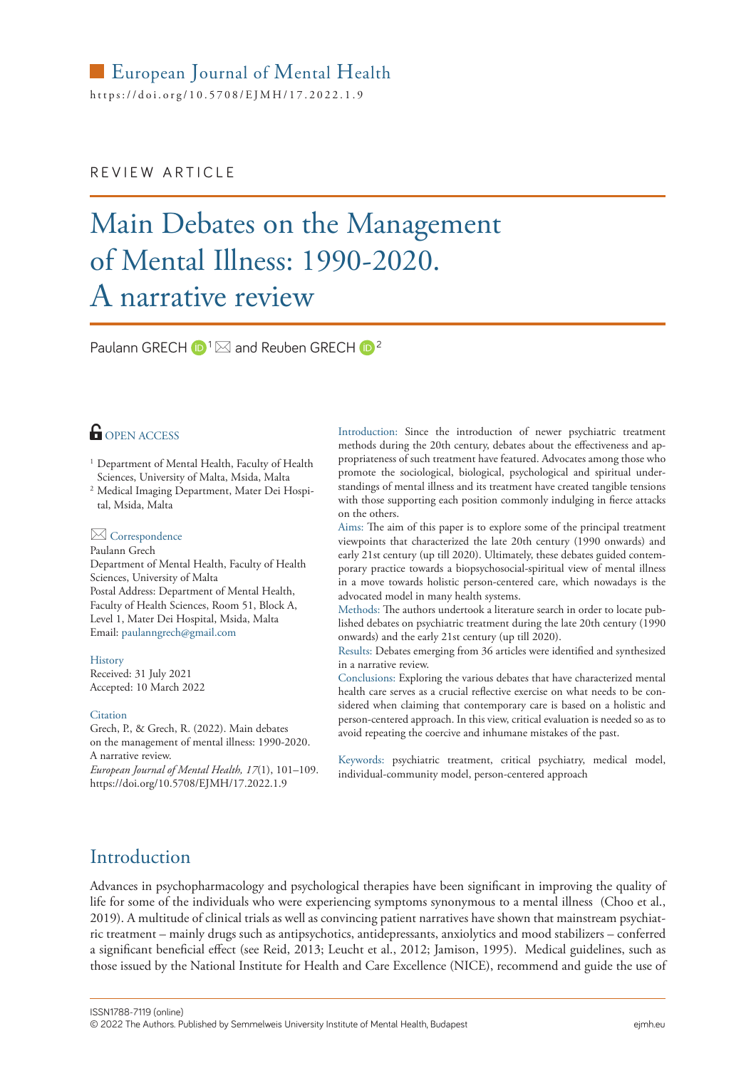European Journal of Mental Health

https://doi.org/10.5708/EJMH/17.2022.1.9

REVIEW ARTICLE

# Main Debates on the Management of Mental Illness: 1990-2020. A narrative review

Paulann GRECH [1] ✉ and Reuben GRECH [2]

OPEN ACCESS

[1] Department of Mental Health, Faculty of Health Sciences, University of Malta, Msida, Malta

[2] Medical Imaging Department, Mater Dei Hospital, Msida, Malta

**Correspondence**

Paulann Grech
Department of Mental Health, Faculty of Health Sciences, University of Malta
Postal Address: Department of Mental Health, Faculty of Health Sciences, Room 51, Block A, Level 1, Mater Dei Hospital, Msida, Malta
Email: paulanngrech@gmail.com

**History**

Received: 31 July 2021
Accepted: 10 March 2022

**Citation**

Grech, P., & Grech, R. (2022). Main debates on the management of mental illness: 1990-2020. A narrative review. *European Journal of Mental Health, 17*(1), 101–109. https://doi.org/10.5708/EJMH/17.2022.1.9

**Introduction:** Since the introduction of newer psychiatric treatment methods during the 20th century, debates about the effectiveness and appropriateness of such treatment have featured. Advocates among those who promote the sociological, biological, psychological and spiritual understandings of mental illness and its treatment have created tangible tensions with those supporting each position commonly indulging in fierce attacks on the others.

**Aims:** The aim of this paper is to explore some of the principal treatment viewpoints that characterized the late 20th century (1990 onwards) and early 21st century (up till 2020). Ultimately, these debates guided contemporary practice towards a biopsychosocial-spiritual view of mental illness in a move towards holistic person-centered care, which nowadays is the advocated model in many health systems.

**Methods:** The authors undertook a literature search in order to locate published debates on psychiatric treatment during the late 20th century (1990 onwards) and the early 21st century (up till 2020).

**Results:** Debates emerging from 36 articles were identified and synthesized in a narrative review.

**Conclusions:** Exploring the various debates that have characterized mental health care serves as a crucial reflective exercise on what needs to be considered when claiming that contemporary care is based on a holistic and person-centered approach. In this view, critical evaluation is needed so as to avoid repeating the coercive and inhumane mistakes of the past.

**Keywords:** psychiatric treatment, critical psychiatry, medical model, individual-community model, person-centered approach

## Introduction

Advances in psychopharmacology and psychological therapies have been significant in improving the quality of life for some of the individuals who were experiencing symptoms synonymous to a mental illness (Choo et al., 2019). A multitude of clinical trials as well as convincing patient narratives have shown that mainstream psychiatric treatment – mainly drugs such as antipsychotics, antidepressants, anxiolytics and mood stabilizers – conferred a significant beneficial effect (see Reid, 2013; Leucht et al., 2012; Jamison, 1995). Medical guidelines, such as those issued by the National Institute for Health and Care Excellence (NICE), recommend and guide the use of

ISSN1788-7119 (online)
© 2022 The Authors. Published by Semmelweis University Institute of Mental Health, Budapest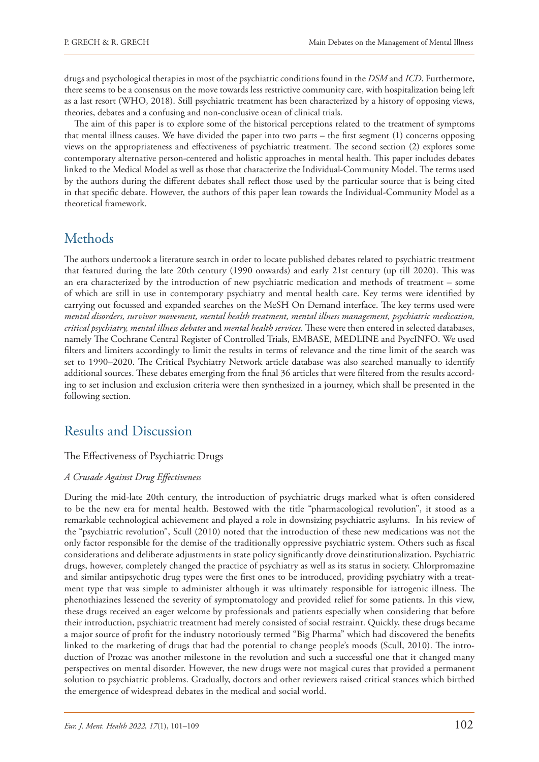drugs and psychological therapies in most of the psychiatric conditions found in the *DSM* and *ICD*. Furthermore, there seems to be a consensus on the move towards less restrictive community care, with hospitalization being left as a last resort (WHO, 2018). Still psychiatric treatment has been characterized by a history of opposing views, theories, debates and a confusing and non-conclusive ocean of clinical trials.

The aim of this paper is to explore some of the historical perceptions related to the treatment of symptoms that mental illness causes. We have divided the paper into two parts – the first segment (1) concerns opposing views on the appropriateness and effectiveness of psychiatric treatment. The second section (2) explores some contemporary alternative person-centered and holistic approaches in mental health. This paper includes debates linked to the Medical Model as well as those that characterize the Individual-Community Model. The terms used by the authors during the different debates shall reflect those used by the particular source that is being cited in that specific debate. However, the authors of this paper lean towards the Individual-Community Model as a theoretical framework.

## Methods

The authors undertook a literature search in order to locate published debates related to psychiatric treatment that featured during the late 20th century (1990 onwards) and early 21st century (up till 2020). This was an era characterized by the introduction of new psychiatric medication and methods of treatment – some of which are still in use in contemporary psychiatry and mental health care. Key terms were identified by carrying out focussed and expanded searches on the MeSH On Demand interface. The key terms used were *mental disorders, survivor movement, mental health treatment, mental illness management, psychiatric medication, critical psychiatry, mental illness debates* and *mental health services*. These were then entered in selected databases, namely The Cochrane Central Register of Controlled Trials, EMBASE, MEDLINE and PsycINFO. We used filters and limiters accordingly to limit the results in terms of relevance and the time limit of the search was set to 1990–2020. The Critical Psychiatry Network article database was also searched manually to identify additional sources. These debates emerging from the final 36 articles that were filtered from the results according to set inclusion and exclusion criteria were then synthesized in a journey, which shall be presented in the following section.

## Results and Discussion

### The Effectiveness of Psychiatric Drugs

#### *A Crusade Against Drug Effectiveness*

During the mid-late 20th century, the introduction of psychiatric drugs marked what is often considered to be the new era for mental health. Bestowed with the title "pharmacological revolution", it stood as a remarkable technological achievement and played a role in downsizing psychiatric asylums. In his review of the "psychiatric revolution", Scull (2010) noted that the introduction of these new medications was not the only factor responsible for the demise of the traditionally oppressive psychiatric system. Others such as fiscal considerations and deliberate adjustments in state policy significantly drove deinstitutionalization. Psychiatric drugs, however, completely changed the practice of psychiatry as well as its status in society. Chlorpromazine and similar antipsychotic drug types were the first ones to be introduced, providing psychiatry with a treatment type that was simple to administer although it was ultimately responsible for iatrogenic illness. The phenothiazines lessened the severity of symptomatology and provided relief for some patients. In this view, these drugs received an eager welcome by professionals and patients especially when considering that before their introduction, psychiatric treatment had merely consisted of social restraint. Quickly, these drugs became a major source of profit for the industry notoriously termed "Big Pharma" which had discovered the benefits linked to the marketing of drugs that had the potential to change people's moods (Scull, 2010). The introduction of Prozac was another milestone in the revolution and such a successful one that it changed many perspectives on mental disorder. However, the new drugs were not magical cures that provided a permanent solution to psychiatric problems. Gradually, doctors and other reviewers raised critical stances which birthed the emergence of widespread debates in the medical and social world.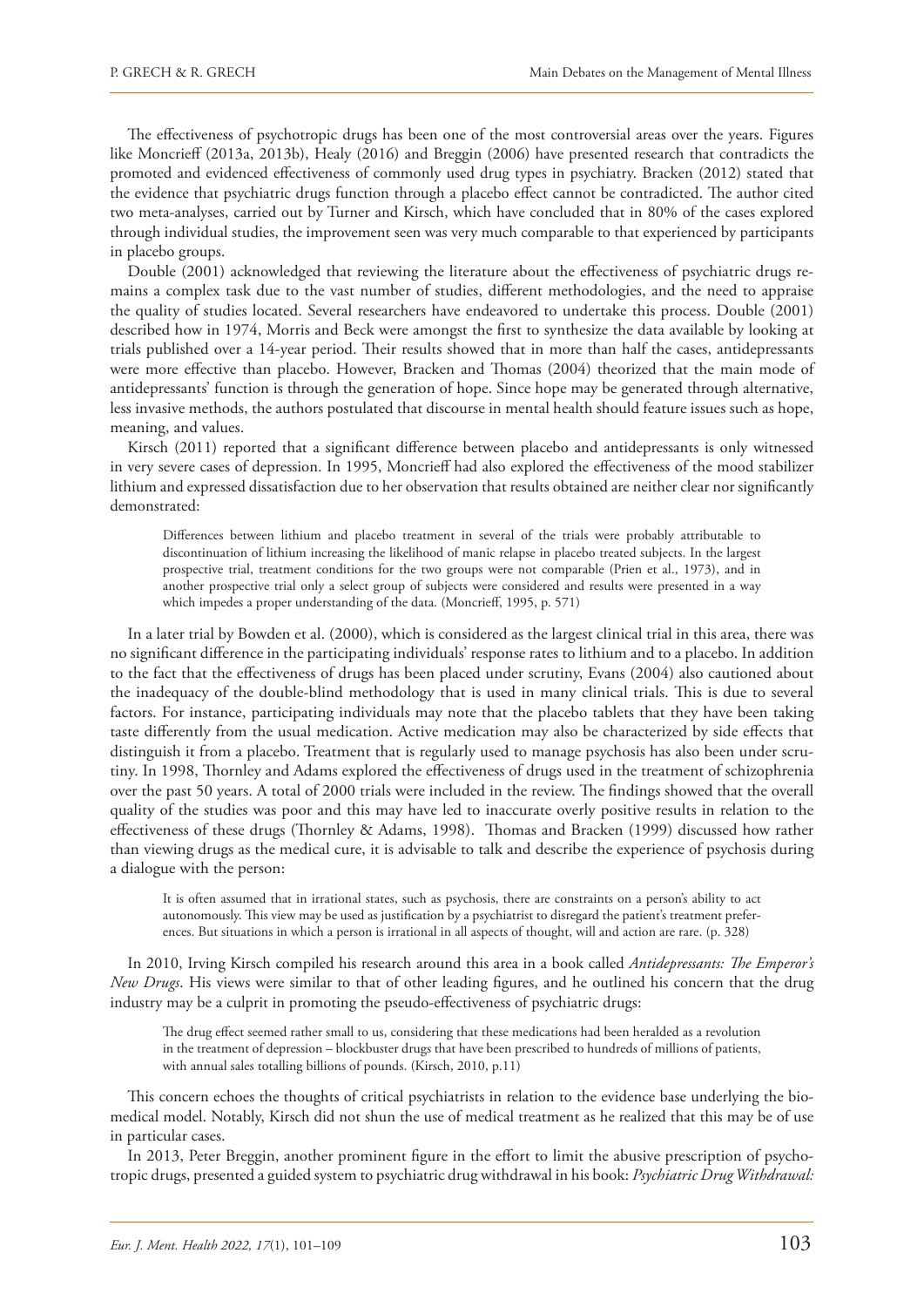The effectiveness of psychotropic drugs has been one of the most controversial areas over the years. Figures like Moncrieff (2013a, 2013b), Healy (2016) and Breggin (2006) have presented research that contradicts the promoted and evidenced effectiveness of commonly used drug types in psychiatry. Bracken (2012) stated that the evidence that psychiatric drugs function through a placebo effect cannot be contradicted. The author cited two meta-analyses, carried out by Turner and Kirsch, which have concluded that in 80% of the cases explored through individual studies, the improvement seen was very much comparable to that experienced by participants in placebo groups.

Double (2001) acknowledged that reviewing the literature about the effectiveness of psychiatric drugs remains a complex task due to the vast number of studies, different methodologies, and the need to appraise the quality of studies located. Several researchers have endeavored to undertake this process. Double (2001) described how in 1974, Morris and Beck were amongst the first to synthesize the data available by looking at trials published over a 14-year period. Their results showed that in more than half the cases, antidepressants were more effective than placebo. However, Bracken and Thomas (2004) theorized that the main mode of antidepressants' function is through the generation of hope. Since hope may be generated through alternative, less invasive methods, the authors postulated that discourse in mental health should feature issues such as hope, meaning, and values.

Kirsch (2011) reported that a significant difference between placebo and antidepressants is only witnessed in very severe cases of depression. In 1995, Moncrieff had also explored the effectiveness of the mood stabilizer lithium and expressed dissatisfaction due to her observation that results obtained are neither clear nor significantly demonstrated:

> Differences between lithium and placebo treatment in several of the trials were probably attributable to discontinuation of lithium increasing the likelihood of manic relapse in placebo treated subjects. In the largest prospective trial, treatment conditions for the two groups were not comparable (Prien et al., 1973), and in another prospective trial only a select group of subjects were considered and results were presented in a way which impedes a proper understanding of the data. (Moncrieff, 1995, p. 571)

In a later trial by Bowden et al. (2000), which is considered as the largest clinical trial in this area, there was no significant difference in the participating individuals' response rates to lithium and to a placebo. In addition to the fact that the effectiveness of drugs has been placed under scrutiny, Evans (2004) also cautioned about the inadequacy of the double-blind methodology that is used in many clinical trials. This is due to several factors. For instance, participating individuals may note that the placebo tablets that they have been taking taste differently from the usual medication. Active medication may also be characterized by side effects that distinguish it from a placebo. Treatment that is regularly used to manage psychosis has also been under scrutiny. In 1998, Thornley and Adams explored the effectiveness of drugs used in the treatment of schizophrenia over the past 50 years. A total of 2000 trials were included in the review. The findings showed that the overall quality of the studies was poor and this may have led to inaccurate overly positive results in relation to the effectiveness of these drugs (Thornley & Adams, 1998). Thomas and Bracken (1999) discussed how rather than viewing drugs as the medical cure, it is advisable to talk and describe the experience of psychosis during a dialogue with the person:

> It is often assumed that in irrational states, such as psychosis, there are constraints on a person's ability to act autonomously. This view may be used as justification by a psychiatrist to disregard the patient's treatment preferences. But situations in which a person is irrational in all aspects of thought, will and action are rare. (p. 328)

In 2010, Irving Kirsch compiled his research around this area in a book called *Antidepressants: The Emperor's New Drugs*. His views were similar to that of other leading figures, and he outlined his concern that the drug industry may be a culprit in promoting the pseudo-effectiveness of psychiatric drugs:

> The drug effect seemed rather small to us, considering that these medications had been heralded as a revolution in the treatment of depression – blockbuster drugs that have been prescribed to hundreds of millions of patients, with annual sales totalling billions of pounds. (Kirsch, 2010, p.11)

This concern echoes the thoughts of critical psychiatrists in relation to the evidence base underlying the biomedical model. Notably, Kirsch did not shun the use of medical treatment as he realized that this may be of use in particular cases.

In 2013, Peter Breggin, another prominent figure in the effort to limit the abusive prescription of psychotropic drugs, presented a guided system to psychiatric drug withdrawal in his book: *Psychiatric Drug Withdrawal:*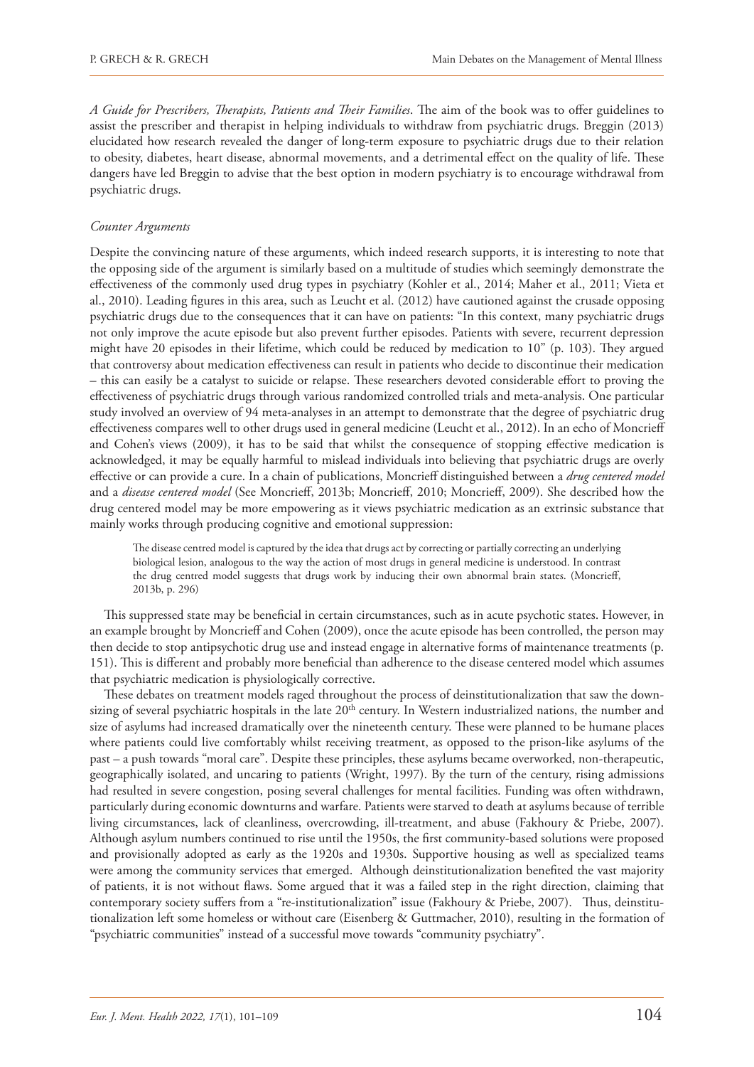*A Guide for Prescribers, Therapists, Patients and Their Families*. The aim of the book was to offer guidelines to assist the prescriber and therapist in helping individuals to withdraw from psychiatric drugs. Breggin (2013) elucidated how research revealed the danger of long-term exposure to psychiatric drugs due to their relation to obesity, diabetes, heart disease, abnormal movements, and a detrimental effect on the quality of life. These dangers have led Breggin to advise that the best option in modern psychiatry is to encourage withdrawal from psychiatric drugs.

*Counter Arguments*

Despite the convincing nature of these arguments, which indeed research supports, it is interesting to note that the opposing side of the argument is similarly based on a multitude of studies which seemingly demonstrate the effectiveness of the commonly used drug types in psychiatry (Kohler et al., 2014; Maher et al., 2011; Vieta et al., 2010). Leading figures in this area, such as Leucht et al. (2012) have cautioned against the crusade opposing psychiatric drugs due to the consequences that it can have on patients: "In this context, many psychiatric drugs not only improve the acute episode but also prevent further episodes. Patients with severe, recurrent depression might have 20 episodes in their lifetime, which could be reduced by medication to 10" (p. 103). They argued that controversy about medication effectiveness can result in patients who decide to discontinue their medication – this can easily be a catalyst to suicide or relapse. These researchers devoted considerable effort to proving the effectiveness of psychiatric drugs through various randomized controlled trials and meta-analysis. One particular study involved an overview of 94 meta-analyses in an attempt to demonstrate that the degree of psychiatric drug effectiveness compares well to other drugs used in general medicine (Leucht et al., 2012). In an echo of Moncrieff and Cohen's views (2009), it has to be said that whilst the consequence of stopping effective medication is acknowledged, it may be equally harmful to mislead individuals into believing that psychiatric drugs are overly effective or can provide a cure. In a chain of publications, Moncrieff distinguished between a *drug centered model* and a *disease centered model* (See Moncrieff, 2013b; Moncrieff, 2010; Moncrieff, 2009). She described how the drug centered model may be more empowering as it views psychiatric medication as an extrinsic substance that mainly works through producing cognitive and emotional suppression:

> The disease centred model is captured by the idea that drugs act by correcting or partially correcting an underlying biological lesion, analogous to the way the action of most drugs in general medicine is understood. In contrast the drug centred model suggests that drugs work by inducing their own abnormal brain states. (Moncrieff, 2013b, p. 296)

This suppressed state may be beneficial in certain circumstances, such as in acute psychotic states. However, in an example brought by Moncrieff and Cohen (2009), once the acute episode has been controlled, the person may then decide to stop antipsychotic drug use and instead engage in alternative forms of maintenance treatments (p. 151). This is different and probably more beneficial than adherence to the disease centered model which assumes that psychiatric medication is physiologically corrective.

These debates on treatment models raged throughout the process of deinstitutionalization that saw the downsizing of several psychiatric hospitals in the late 20th century. In Western industrialized nations, the number and size of asylums had increased dramatically over the nineteenth century. These were planned to be humane places where patients could live comfortably whilst receiving treatment, as opposed to the prison-like asylums of the past – a push towards "moral care". Despite these principles, these asylums became overworked, non-therapeutic, geographically isolated, and uncaring to patients (Wright, 1997). By the turn of the century, rising admissions had resulted in severe congestion, posing several challenges for mental facilities. Funding was often withdrawn, particularly during economic downturns and warfare. Patients were starved to death at asylums because of terrible living circumstances, lack of cleanliness, overcrowding, ill-treatment, and abuse (Fakhoury & Priebe, 2007). Although asylum numbers continued to rise until the 1950s, the first community-based solutions were proposed and provisionally adopted as early as the 1920s and 1930s. Supportive housing as well as specialized teams were among the community services that emerged. Although deinstitutionalization benefited the vast majority of patients, it is not without flaws. Some argued that it was a failed step in the right direction, claiming that contemporary society suffers from a "re-institutionalization" issue (Fakhoury & Priebe, 2007). Thus, deinstitutionalization left some homeless or without care (Eisenberg & Guttmacher, 2010), resulting in the formation of "psychiatric communities" instead of a successful move towards "community psychiatry".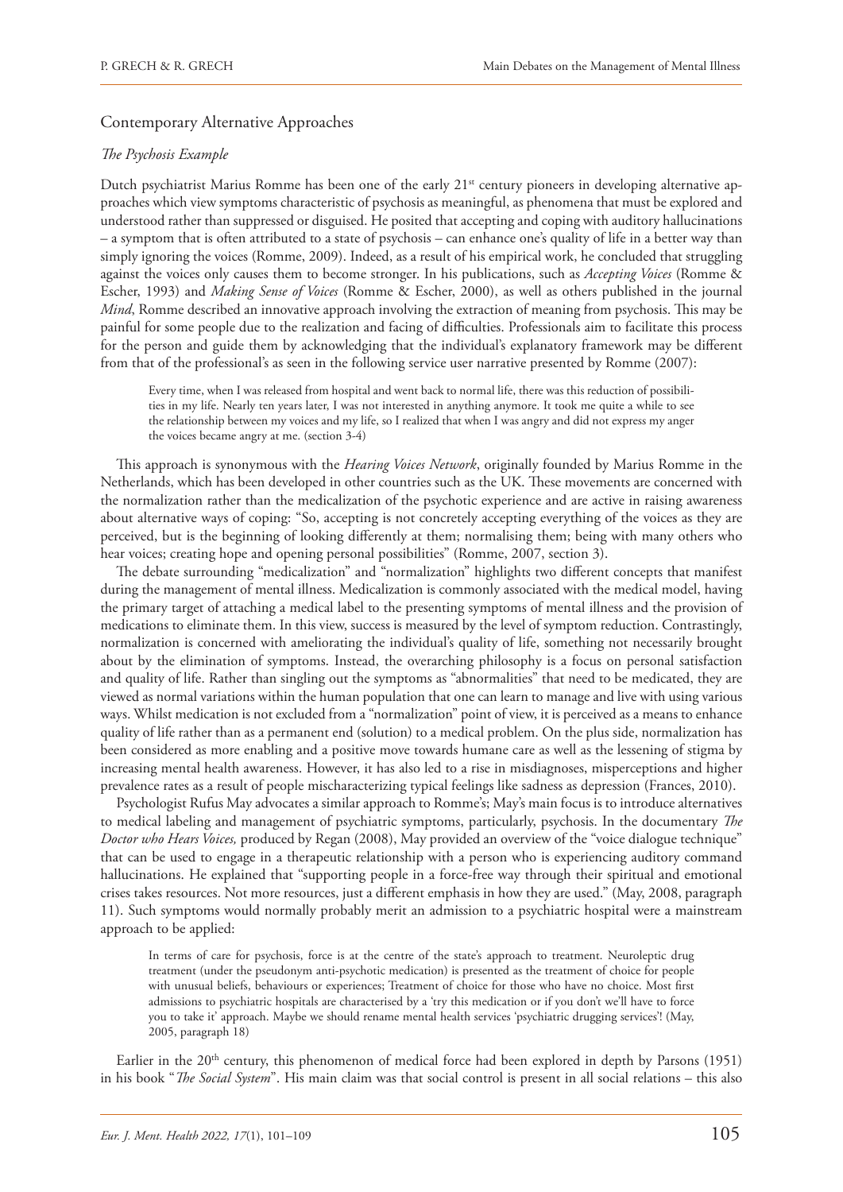## Contemporary Alternative Approaches

### *The Psychosis Example*

Dutch psychiatrist Marius Romme has been one of the early 21st century pioneers in developing alternative approaches which view symptoms characteristic of psychosis as meaningful, as phenomena that must be explored and understood rather than suppressed or disguised. He posited that accepting and coping with auditory hallucinations – a symptom that is often attributed to a state of psychosis – can enhance one's quality of life in a better way than simply ignoring the voices (Romme, 2009). Indeed, as a result of his empirical work, he concluded that struggling against the voices only causes them to become stronger. In his publications, such as *Accepting Voices* (Romme & Escher, 1993) and *Making Sense of Voices* (Romme & Escher, 2000), as well as others published in the journal *Mind*, Romme described an innovative approach involving the extraction of meaning from psychosis. This may be painful for some people due to the realization and facing of difficulties. Professionals aim to facilitate this process for the person and guide them by acknowledging that the individual's explanatory framework may be different from that of the professional's as seen in the following service user narrative presented by Romme (2007):

> Every time, when I was released from hospital and went back to normal life, there was this reduction of possibilities in my life. Nearly ten years later, I was not interested in anything anymore. It took me quite a while to see the relationship between my voices and my life, so I realized that when I was angry and did not express my anger the voices became angry at me. (section 3-4)

This approach is synonymous with the *Hearing Voices Network*, originally founded by Marius Romme in the Netherlands, which has been developed in other countries such as the UK. These movements are concerned with the normalization rather than the medicalization of the psychotic experience and are active in raising awareness about alternative ways of coping: "So, accepting is not concretely accepting everything of the voices as they are perceived, but is the beginning of looking differently at them; normalising them; being with many others who hear voices; creating hope and opening personal possibilities" (Romme, 2007, section 3).

The debate surrounding "medicalization" and "normalization" highlights two different concepts that manifest during the management of mental illness. Medicalization is commonly associated with the medical model, having the primary target of attaching a medical label to the presenting symptoms of mental illness and the provision of medications to eliminate them. In this view, success is measured by the level of symptom reduction. Contrastingly, normalization is concerned with ameliorating the individual's quality of life, something not necessarily brought about by the elimination of symptoms. Instead, the overarching philosophy is a focus on personal satisfaction and quality of life. Rather than singling out the symptoms as "abnormalities" that need to be medicated, they are viewed as normal variations within the human population that one can learn to manage and live with using various ways. Whilst medication is not excluded from a "normalization" point of view, it is perceived as a means to enhance quality of life rather than as a permanent end (solution) to a medical problem. On the plus side, normalization has been considered as more enabling and a positive move towards humane care as well as the lessening of stigma by increasing mental health awareness. However, it has also led to a rise in misdiagnoses, misperceptions and higher prevalence rates as a result of people mischaracterizing typical feelings like sadness as depression (Frances, 2010).

Psychologist Rufus May advocates a similar approach to Romme's; May's main focus is to introduce alternatives to medical labeling and management of psychiatric symptoms, particularly, psychosis. In the documentary *The Doctor who Hears Voices,* produced by Regan (2008), May provided an overview of the "voice dialogue technique" that can be used to engage in a therapeutic relationship with a person who is experiencing auditory command hallucinations. He explained that "supporting people in a force-free way through their spiritual and emotional crises takes resources. Not more resources, just a different emphasis in how they are used." (May, 2008, paragraph 11). Such symptoms would normally probably merit an admission to a psychiatric hospital were a mainstream approach to be applied:

> In terms of care for psychosis, force is at the centre of the state's approach to treatment. Neuroleptic drug treatment (under the pseudonym anti-psychotic medication) is presented as the treatment of choice for people with unusual beliefs, behaviours or experiences; Treatment of choice for those who have no choice. Most first admissions to psychiatric hospitals are characterised by a 'try this medication or if you don't we'll have to force you to take it' approach. Maybe we should rename mental health services 'psychiatric drugging services'! (May, 2005, paragraph 18)

Earlier in the 20th century, this phenomenon of medical force had been explored in depth by Parsons (1951) in his book "*The Social System*". His main claim was that social control is present in all social relations – this also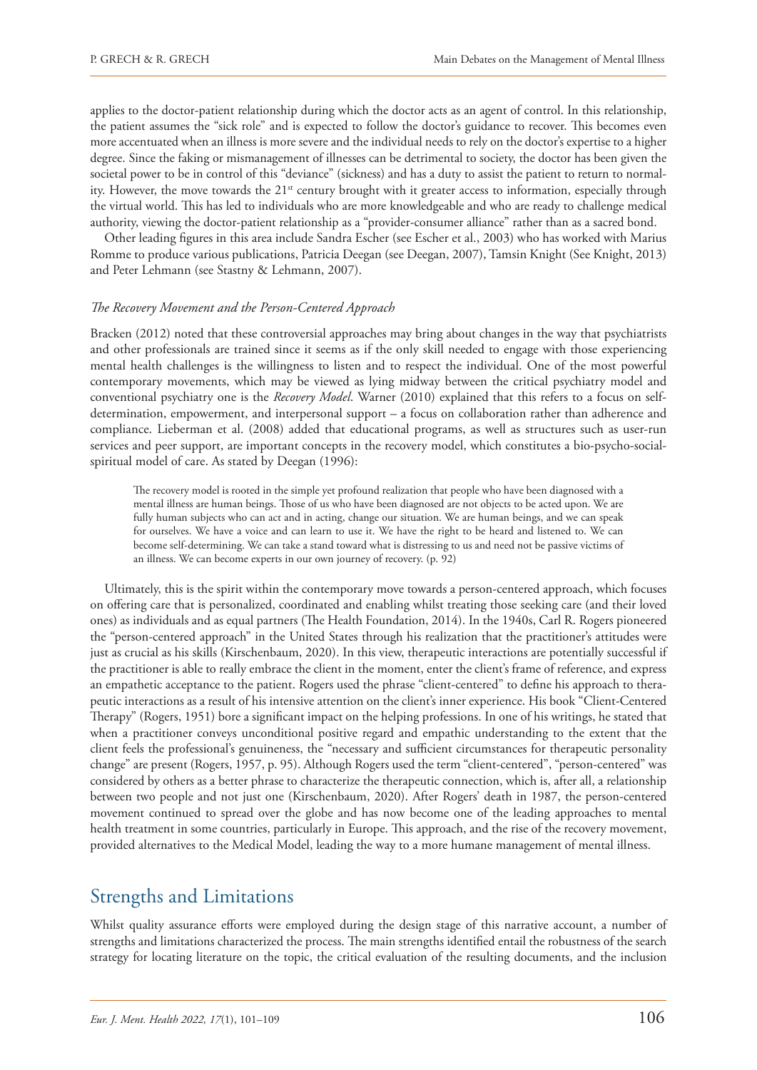applies to the doctor-patient relationship during which the doctor acts as an agent of control. In this relationship, the patient assumes the "sick role" and is expected to follow the doctor's guidance to recover. This becomes even more accentuated when an illness is more severe and the individual needs to rely on the doctor's expertise to a higher degree. Since the faking or mismanagement of illnesses can be detrimental to society, the doctor has been given the societal power to be in control of this "deviance" (sickness) and has a duty to assist the patient to return to normality. However, the move towards the 21st century brought with it greater access to information, especially through the virtual world. This has led to individuals who are more knowledgeable and who are ready to challenge medical authority, viewing the doctor-patient relationship as a "provider-consumer alliance" rather than as a sacred bond.

Other leading figures in this area include Sandra Escher (see Escher et al., 2003) who has worked with Marius Romme to produce various publications, Patricia Deegan (see Deegan, 2007), Tamsin Knight (See Knight, 2013) and Peter Lehmann (see Stastny & Lehmann, 2007).

### *The Recovery Movement and the Person-Centered Approach*

Bracken (2012) noted that these controversial approaches may bring about changes in the way that psychiatrists and other professionals are trained since it seems as if the only skill needed to engage with those experiencing mental health challenges is the willingness to listen and to respect the individual. One of the most powerful contemporary movements, which may be viewed as lying midway between the critical psychiatry model and conventional psychiatry one is the *Recovery Model*. Warner (2010) explained that this refers to a focus on self-determination, empowerment, and interpersonal support – a focus on collaboration rather than adherence and compliance. Lieberman et al. (2008) added that educational programs, as well as structures such as user-run services and peer support, are important concepts in the recovery model, which constitutes a bio-psycho-social-spiritual model of care. As stated by Deegan (1996):

> The recovery model is rooted in the simple yet profound realization that people who have been diagnosed with a mental illness are human beings. Those of us who have been diagnosed are not objects to be acted upon. We are fully human subjects who can act and in acting, change our situation. We are human beings, and we can speak for ourselves. We have a voice and can learn to use it. We have the right to be heard and listened to. We can become self-determining. We can take a stand toward what is distressing to us and need not be passive victims of an illness. We can become experts in our own journey of recovery. (p. 92)

Ultimately, this is the spirit within the contemporary move towards a person-centered approach, which focuses on offering care that is personalized, coordinated and enabling whilst treating those seeking care (and their loved ones) as individuals and as equal partners (The Health Foundation, 2014). In the 1940s, Carl R. Rogers pioneered the "person-centered approach" in the United States through his realization that the practitioner's attitudes were just as crucial as his skills (Kirschenbaum, 2020). In this view, therapeutic interactions are potentially successful if the practitioner is able to really embrace the client in the moment, enter the client's frame of reference, and express an empathetic acceptance to the patient. Rogers used the phrase "client-centered" to define his approach to therapeutic interactions as a result of his intensive attention on the client's inner experience. His book "Client-Centered Therapy" (Rogers, 1951) bore a significant impact on the helping professions. In one of his writings, he stated that when a practitioner conveys unconditional positive regard and empathic understanding to the extent that the client feels the professional's genuineness, the "necessary and sufficient circumstances for therapeutic personality change" are present (Rogers, 1957, p. 95). Although Rogers used the term "client-centered", "person-centered" was considered by others as a better phrase to characterize the therapeutic connection, which is, after all, a relationship between two people and not just one (Kirschenbaum, 2020). After Rogers' death in 1987, the person-centered movement continued to spread over the globe and has now become one of the leading approaches to mental health treatment in some countries, particularly in Europe. This approach, and the rise of the recovery movement, provided alternatives to the Medical Model, leading the way to a more humane management of mental illness.

## Strengths and Limitations

Whilst quality assurance efforts were employed during the design stage of this narrative account, a number of strengths and limitations characterized the process. The main strengths identified entail the robustness of the search strategy for locating literature on the topic, the critical evaluation of the resulting documents, and the inclusion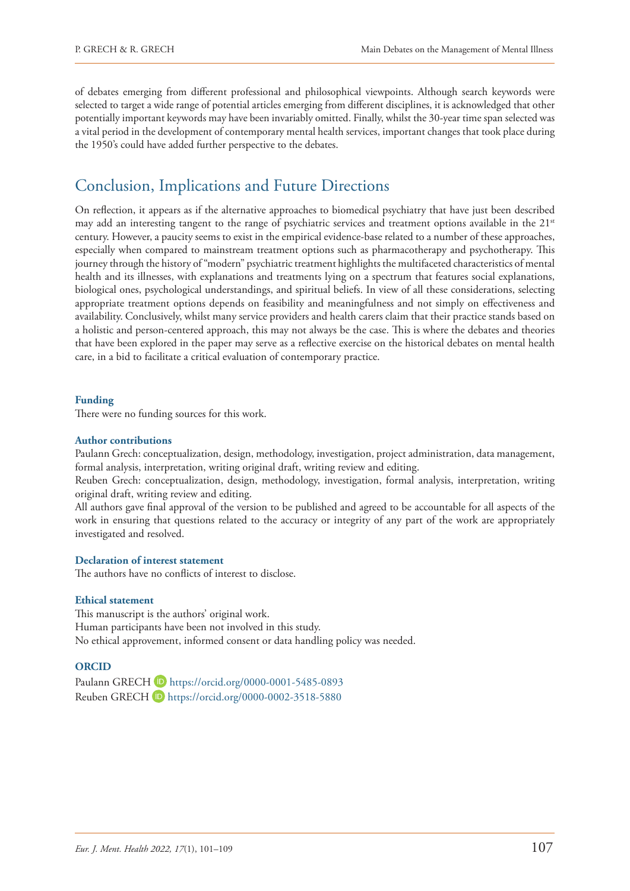of debates emerging from different professional and philosophical viewpoints. Although search keywords were selected to target a wide range of potential articles emerging from different disciplines, it is acknowledged that other potentially important keywords may have been invariably omitted. Finally, whilst the 30-year time span selected was a vital period in the development of contemporary mental health services, important changes that took place during the 1950's could have added further perspective to the debates.

## Conclusion, Implications and Future Directions

On reflection, it appears as if the alternative approaches to biomedical psychiatry that have just been described may add an interesting tangent to the range of psychiatric services and treatment options available in the 21st century. However, a paucity seems to exist in the empirical evidence-base related to a number of these approaches, especially when compared to mainstream treatment options such as pharmacotherapy and psychotherapy. This journey through the history of "modern" psychiatric treatment highlights the multifaceted characteristics of mental health and its illnesses, with explanations and treatments lying on a spectrum that features social explanations, biological ones, psychological understandings, and spiritual beliefs. In view of all these considerations, selecting appropriate treatment options depends on feasibility and meaningfulness and not simply on effectiveness and availability. Conclusively, whilst many service providers and health carers claim that their practice stands based on a holistic and person-centered approach, this may not always be the case. This is where the debates and theories that have been explored in the paper may serve as a reflective exercise on the historical debates on mental health care, in a bid to facilitate a critical evaluation of contemporary practice.

**Funding**

There were no funding sources for this work.

**Author contributions**

Paulann Grech: conceptualization, design, methodology, investigation, project administration, data management, formal analysis, interpretation, writing original draft, writing review and editing.

Reuben Grech: conceptualization, design, methodology, investigation, formal analysis, interpretation, writing original draft, writing review and editing.

All authors gave final approval of the version to be published and agreed to be accountable for all aspects of the work in ensuring that questions related to the accuracy or integrity of any part of the work are appropriately investigated and resolved.

**Declaration of interest statement**

The authors have no conflicts of interest to disclose.

**Ethical statement**

This manuscript is the authors' original work.

Human participants have been not involved in this study.

No ethical approvement, informed consent or data handling policy was needed.

**ORCID**

Paulann GRECH https://orcid.org/0000-0001-5485-0893

Reuben GRECH https://orcid.org/0000-0002-3518-5880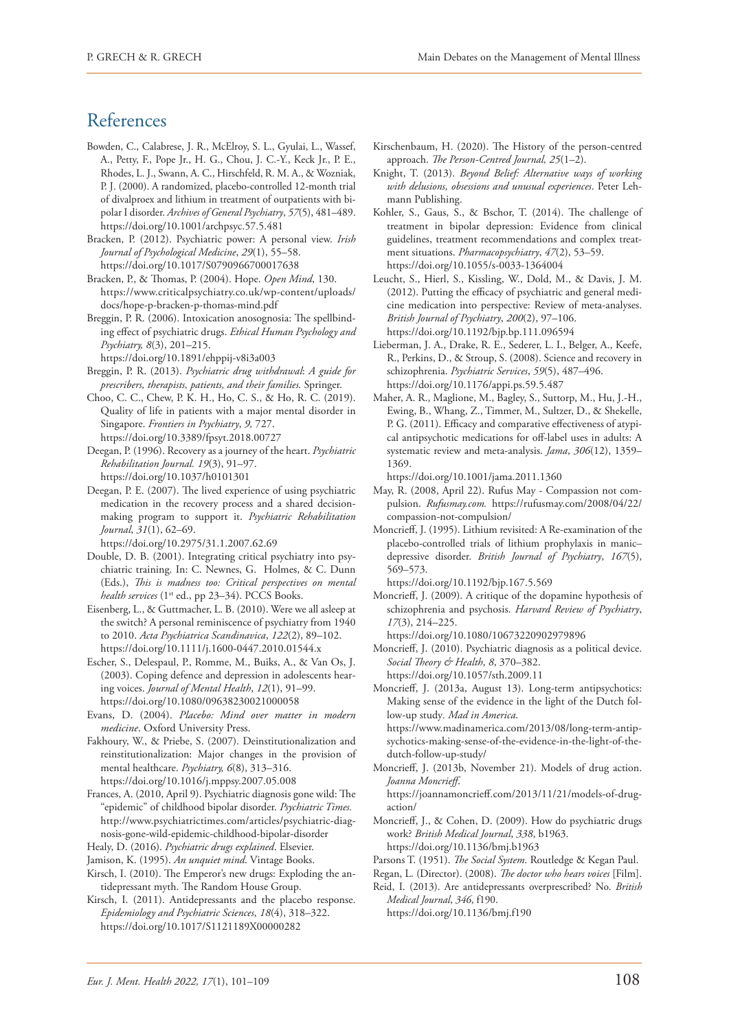## References

Bowden, C., Calabrese, J. R., McElroy, S. L., Gyulai, L., Wassef, A., Petty, F., Pope Jr., H. G., Chou, J. C.-Y., Keck Jr., P. E., Rhodes, L. J., Swann, A. C., Hirschfeld, R. M. A., & Wozniak, P. J. (2000). A randomized, placebo-controlled 12-month trial of divalproex and lithium in treatment of outpatients with bipolar I disorder. *Archives of General Psychiatry*, *57*(5), 481–489. https://doi.org/10.1001/archpsyc.57.5.481

Bracken, P. (2012). Psychiatric power: A personal view. *Irish Journal of Psychological Medicine*, *29*(1), 55–58. https://doi.org/10.1017/S0790966700017638

Bracken, P., & Thomas, P. (2004). Hope. *Open Mind*, 130. https://www.criticalpsychiatry.co.uk/wp-content/uploads/docs/hope-p-bracken-p-thomas-mind.pdf

Breggin, P. R. (2006). Intoxication anosognosia: The spellbinding effect of psychiatric drugs. *Ethical Human Psychology and Psychiatry, 8*(3), 201–215. https://doi.org/10.1891/ehppij-v8i3a003

Breggin, P. R. (2013). *Psychiatric drug withdrawal*: *A guide for prescribers, therapists, patients, and their families.* Springer.

Choo, C. C., Chew, P. K. H., Ho, C. S., & Ho, R. C. (2019). Quality of life in patients with a major mental disorder in Singapore. *Frontiers in Psychiatry*, *9,* 727. https://doi.org/10.3389/fpsyt.2018.00727

Deegan, P. (1996). Recovery as a journey of the heart. *Psychiatric Rehabilitation Journal. 19*(3), 91–97. https://doi.org/10.1037/h0101301

Deegan, P. E. (2007). The lived experience of using psychiatric medication in the recovery process and a shared decision-making program to support it. *Psychiatric Rehabilitation Journal*, *31*(1), 62–69. https://doi.org/10.2975/31.1.2007.62.69

Double, D. B. (2001). Integrating critical psychiatry into psychiatric training. In: C. Newnes, G. Holmes, & C. Dunn (Eds.), *This is madness too: Critical perspectives on mental health services* (1st ed., pp 23–34). PCCS Books.

Eisenberg, L., & Guttmacher, L. B. (2010). Were we all asleep at the switch? A personal reminiscence of psychiatry from 1940 to 2010. *Acta Psychiatrica Scandinavica*, *122*(2), 89–102. https://doi.org/10.1111/j.1600-0447.2010.01544.x

Escher, S., Delespaul, P., Romme, M., Buiks, A., & Van Os, J. (2003). Coping defence and depression in adolescents hearing voices. *Journal of Mental Health*, *12*(1), 91–99. https://doi.org/10.1080/09638230021000058

Evans, D. (2004). *Placebo: Mind over matter in modern medicine*. Oxford University Press.

Fakhoury, W., & Priebe, S. (2007). Deinstitutionalization and reinstitutionalization: Major changes in the provision of mental healthcare. *Psychiatry, 6*(8), 313–316. https://doi.org/10.1016/j.mppsy.2007.05.008

Frances, A. (2010, April 9). Psychiatric diagnosis gone wild: The "epidemic" of childhood bipolar disorder. *Psychiatric Times.* http://www.psychiatrictimes.com/articles/psychiatric-diagnosis-gone-wild-epidemic-childhood-bipolar-disorder

Healy, D. (2016). *Psychiatric drugs explained*. Elsevier.

Jamison, K. (1995). *An unquiet mind*. Vintage Books.

Kirsch, I. (2010). The Emperor's new drugs: Exploding the antidepressant myth. The Random House Group.

Kirsch, I. (2011). Antidepressants and the placebo response. *Epidemiology and Psychiatric Sciences*, *18*(4), 318–322. https://doi.org/10.1017/S1121189X00000282

Kirschenbaum, H. (2020). The History of the person-centred approach. *The Person-Centred Journal, 25*(1–2).

Knight, T. (2013). *Beyond Belief: Alternative ways of working with delusions, obsessions and unusual experiences*. Peter Lehmann Publishing.

Kohler, S., Gaus, S., & Bschor, T. (2014). The challenge of treatment in bipolar depression: Evidence from clinical guidelines, treatment recommendations and complex treatment situations. *Pharmacopsychiatry*, *47*(2), 53–59. https://doi.org/10.1055/s-0033-1364004

Leucht, S., Hierl, S., Kissling, W., Dold, M., & Davis, J. M. (2012). Putting the efficacy of psychiatric and general medicine medication into perspective: Review of meta-analyses. *British Journal of Psychiatry*, *200*(2), 97–106. https://doi.org/10.1192/bjp.bp.111.096594

Lieberman, J. A., Drake, R. E., Sederer, L. I., Belger, A., Keefe, R., Perkins, D., & Stroup, S. (2008). Science and recovery in schizophrenia. *Psychiatric Services*, *59*(5), 487–496. https://doi.org/10.1176/appi.ps.59.5.487

Maher, A. R., Maglione, M., Bagley, S., Suttorp, M., Hu, J.-H., Ewing, B., Whang, Z., Timmer, M., Sultzer, D., & Shekelle, P. G. (2011). Efficacy and comparative effectiveness of atypical antipsychotic medications for off-label uses in adults: A systematic review and meta-analysis. *Jama*, *306*(12), 1359–1369. https://doi.org/10.1001/jama.2011.1360

May, R. (2008, April 22). Rufus May - Compassion not compulsion. *Rufusmay.com.* https://rufusmay.com/2008/04/22/compassion-not-compulsion/

Moncrieff, J. (1995). Lithium revisited: A Re-examination of the placebo-controlled trials of lithium prophylaxis in manic–depressive disorder. *British Journal of Psychiatry*, *167*(5), 569–573. https://doi.org/10.1192/bjp.167.5.569

Moncrieff, J. (2009). A critique of the dopamine hypothesis of schizophrenia and psychosis. *Harvard Review of Psychiatry*, *17*(3), 214–225. https://doi.org/10.1080/10673220902979896

Moncrieff, J. (2010). Psychiatric diagnosis as a political device. *Social Theory & Health*, *8*, 370–382. https://doi.org/10.1057/sth.2009.11

Moncrieff, J. (2013a, August 13). Long-term antipsychotics: Making sense of the evidence in the light of the Dutch follow-up study. *Mad in America*. https://www.madinamerica.com/2013/08/long-term-antipsychotics-making-sense-of-the-evidence-in-the-light-of-the-dutch-follow-up-study/

Moncrieff, J. (2013b, November 21). Models of drug action. *Joanna Moncrieff*. https://joannamoncrieff.com/2013/11/21/models-of-drug-action/

Moncrieff, J., & Cohen, D. (2009). How do psychiatric drugs work? *British Medical Journal*, *338*, b1963. https://doi.org/10.1136/bmj.b1963

Parsons T. (1951). *The Social System*. Routledge & Kegan Paul.

Regan, L. (Director). (2008). *The doctor who hears voices* [Film].

Reid, I. (2013). Are antidepressants overprescribed? No. *British Medical Journal*, *346*, f190. https://doi.org/10.1136/bmj.f190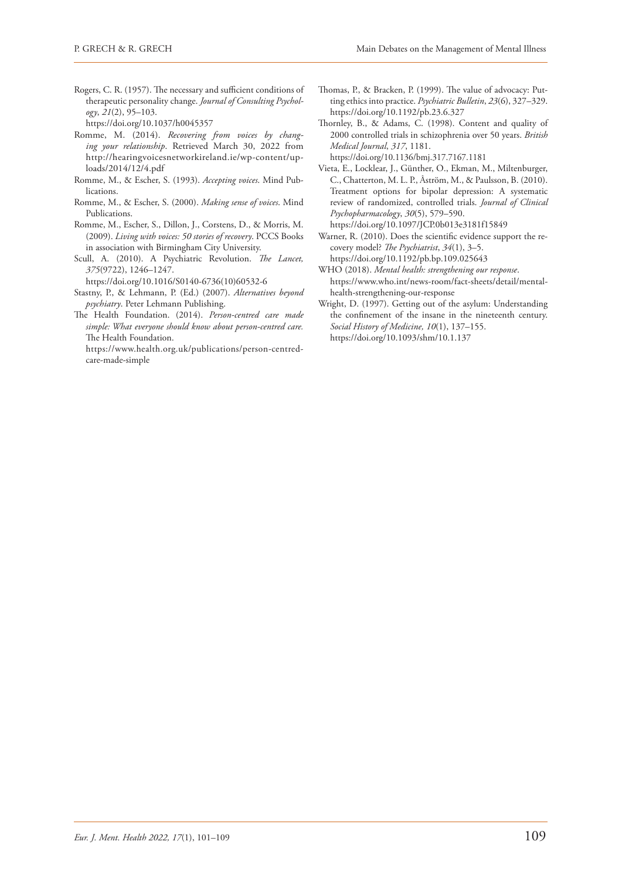Rogers, C. R. (1957). The necessary and sufficient conditions of therapeutic personality change. *Journal of Consulting Psychology*, *21*(2), 95–103. https://doi.org/10.1037/h0045357

Romme, M. (2014). *Recovering from voices by changing your relationship*. Retrieved March 30, 2022 from http://hearingvoicesnetworkireland.ie/wp-content/uploads/2014/12/4.pdf

Romme, M., & Escher, S. (1993). *Accepting voices*. Mind Publications.

Romme, M., & Escher, S. (2000). *Making sense of voices*. Mind Publications.

Romme, M., Escher, S., Dillon, J., Corstens, D., & Morris, M. (2009). *Living with voices: 50 stories of recovery*. PCCS Books in association with Birmingham City University.

Scull, A. (2010). A Psychiatric Revolution. *The Lancet, 375*(9722), 1246–1247. https://doi.org/10.1016/S0140-6736(10)60532-6

Stastny, P., & Lehmann, P. (Ed.) (2007). *Alternatives beyond psychiatry*. Peter Lehmann Publishing.

The Health Foundation. (2014). *Person-centred care made simple: What everyone should know about person-centred care.* The Health Foundation. https://www.health.org.uk/publications/person-centred-care-made-simple

Thomas, P., & Bracken, P. (1999). The value of advocacy: Putting ethics into practice. *Psychiatric Bulletin*, *23*(6), 327–329. https://doi.org/10.1192/pb.23.6.327

Thornley, B., & Adams, C. (1998). Content and quality of 2000 controlled trials in schizophrenia over 50 years. *British Medical Journal*, *317*, 1181. https://doi.org/10.1136/bmj.317.7167.1181

Vieta, E., Locklear, J., Günther, O., Ekman, M., Miltenburger, C., Chatterton, M. L. P., Åström, M., & Paulsson, B. (2010). Treatment options for bipolar depression: A systematic review of randomized, controlled trials. *Journal of Clinical Psychopharmacology*, *30*(5), 579–590. https://doi.org/10.1097/JCP.0b013e3181f15849

Warner, R. (2010). Does the scientific evidence support the recovery model? *The Psychiatrist*, *34*(1), 3–5. https://doi.org/10.1192/pb.bp.109.025643

WHO (2018). *Mental health: strengthening our response*. https://www.who.int/news-room/fact-sheets/detail/mental-health-strengthening-our-response

Wright, D. (1997). Getting out of the asylum: Understanding the confinement of the insane in the nineteenth century. *Social History of Medicine, 10*(1), 137–155. https://doi.org/10.1093/shm/10.1.137